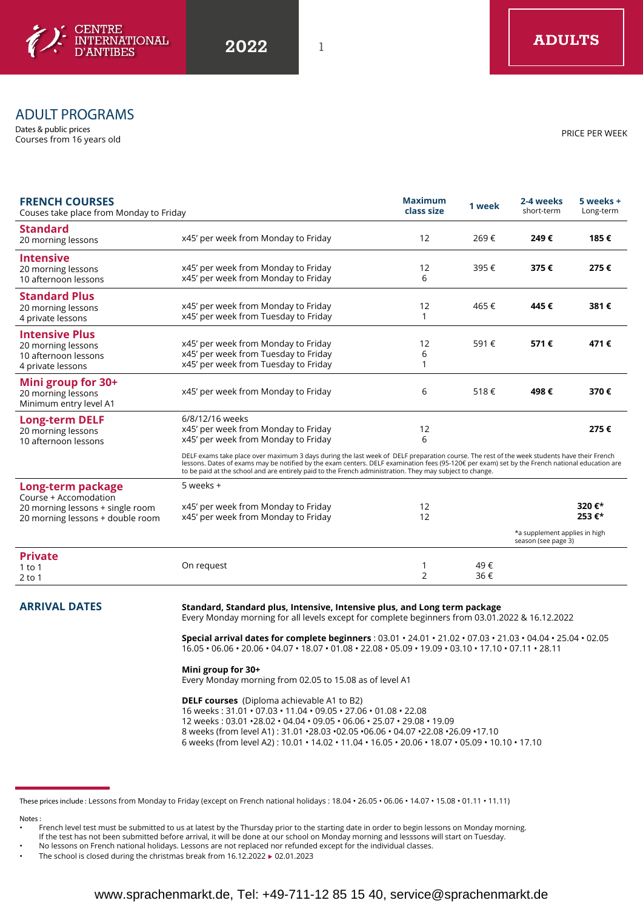CENTRE INTERNATIONAL D'ANTIBES

2022

**ADULTS**

# ADULT PROGRAMS

Dates & public prices
Courses from 16 years old

PRICE PER WEEK

| **FRENCH COURSES** Couses take place from Monday to Friday | | **Maximum class size** | **1 week** | **2-4 weeks** short-term | **5 weeks +** Long-term |
|---|---|---|---|---|---|
| **Standard** 20 morning lessons | x45' per week from Monday to Friday | 12 | 269 € | **249 €** | **185 €** |
| **Intensive** 20 morning lessons 10 afternoon lessons | x45' per week from Monday to Friday x45' per week from Monday to Friday | 12 6 | 395 € | **375 €** | **275 €** |
| **Standard Plus** 20 morning lessons 4 private lessons | x45' per week from Monday to Friday x45' per week from Tuesday to Friday | 12 1 | 465 € | **445 €** | **381 €** |
| **Intensive Plus** 20 morning lessons 10 afternoon lessons 4 private lessons | x45' per week from Monday to Friday x45' per week from Tuesday to Friday x45' per week from Tuesday to Friday | 12 6 1 | 591 € | **571 €** | **471 €** |
| **Mini group for 30+** 20 morning lessons Minimum entry level A1 | x45' per week from Monday to Friday | 6 | 518 € | **498 €** | **370 €** |
| **Long-term DELF** 20 morning lessons 10 afternoon lessons | 6/8/12/16 weeks x45' per week from Monday to Friday x45' per week from Monday to Friday | 12 6 | | | **275 €** |
| | DELF exams take place over maximum 3 days during the last week of DELF preparation course. The rest of the week students have their French lessons. Dates of exams may be notified by the exam centers. DELF examination fees (95-120€ per exam) set by the French national education are to be paid at the school and are entirely paid to the French administration. They may subject to change. | | | | |
| **Long-term package** Course + Accomodation 20 morning lessons + single room 20 morning lessons + double room | 5 weeks + x45' per week from Monday to Friday x45' per week from Monday to Friday | 12 12 | | | **320 €*** **253 €*** |
| | | | | *a supplement applies in high season (see page 3) | |
| **Private** 1 to 1 2 to 1 | On request | 1 2 | 49 € 36 € | | |

## ARRIVAL DATES

**Standard, Standard plus, Intensive, Intensive plus, and Long term package**
Every Monday morning for all levels except for complete beginners from 03.01.2022 & 16.12.2022

**Special arrival dates for complete beginners** : 03.01 • 24.01 • 21.02 • 07.03 • 21.03 • 04.04 • 25.04 • 02.05 16.05 • 06.06 • 20.06 • 04.07 • 18.07 • 01.08 • 22.08 • 05.09 • 19.09 • 03.10 • 17.10 • 07.11 • 28.11

**Mini group for 30+**
Every Monday morning from 02.05 to 15.08 as of level A1

**DELF courses** (Diploma achievable A1 to B2)
16 weeks : 31.01 • 07.03 • 11.04 • 09.05 • 27.06 • 01.08 • 22.08
12 weeks : 03.01 •28.02 • 04.04 • 09.05 • 06.06 • 25.07 • 29.08 • 19.09
8 weeks (from level A1) : 31.01 •28.03 •02.05 •06.06 • 04.07 •22.08 •26.09 •17.10
6 weeks (from level A2) : 10.01 • 14.02 • 11.04 • 16.05 • 20.06 • 18.07 • 05.09 • 10.10 • 17.10

These prices include : Lessons from Monday to Friday (except on French national holidays : 18.04 • 26.05 • 06.06 • 14.07 • 15.08 • 01.11 • 11.11)

Notes :
- French level test must be submitted to us at latest by the Thursday prior to the starting date in order to begin lessons on Monday morning. If the test has not been submitted before arrival, it will be done at our school on Monday morning and lesssons will start on Tuesday.
- No lessons on French national holidays. Lessons are not replaced nor refunded except for the individual classes.
- The school is closed during the christmas break from 16.12.2022 ▸ 02.01.2023

www.sprachenmarkt.de, Tel: +49-711-12 85 15 40, service@sprachenmarkt.de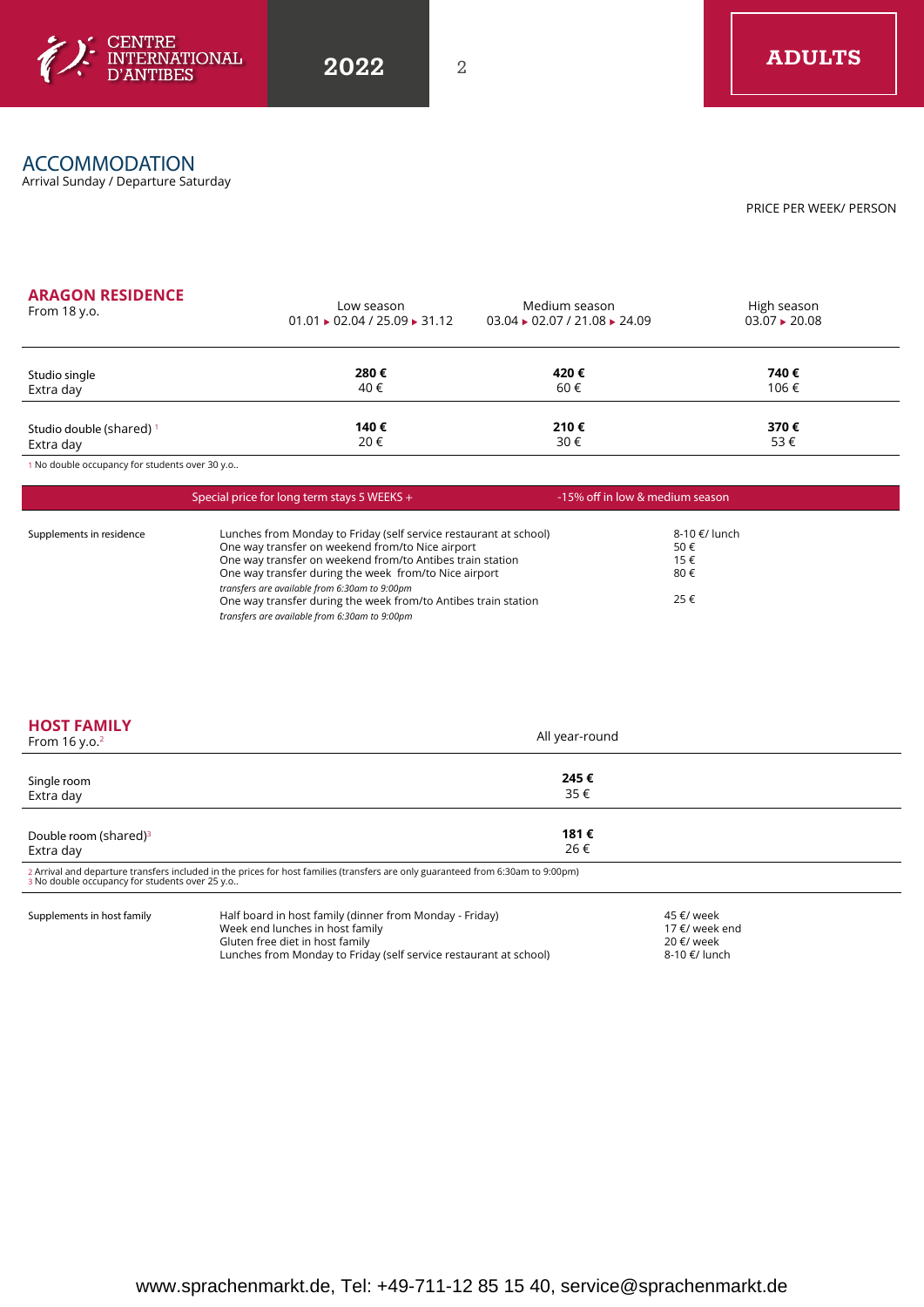# ACCOMMODATION

Arrival Sunday / Departure Saturday

PRICE PER WEEK/ PERSON

## ARAGON RESIDENCE

From 18 y.o.

| | Low season 01.01 ▸ 02.04 / 25.09 ▸ 31.12 | Medium season 03.04 ▸ 02.07 / 21.08 ▸ 24.09 | High season 03.07 ▸ 20.08 |
|---|---|---|---|
| Studio single | **280 €** | **420 €** | **740 €** |
| Extra day | 40 € | 60 € | 106 € |
| Studio double (shared) [1] | **140 €** | **210 €** | **370 €** |
| Extra day | 20 € | 30 € | 53 € |

[1] No double occupancy for students over 30 y.o..

| Special price for long term stays 5 WEEKS + | -15% off in low & medium season |
|---|---|

| Supplements in residence | | |
|---|---|---|
| | Lunches from Monday to Friday (self service restaurant at school) | 8-10 €/ lunch |
| | One way transfer on weekend from/to Nice airport | 50 € |
| | One way transfer on weekend from/to Antibes train station | 15 € |
| | One way transfer during the week from/to Nice airport *transfers are available from 6:30am to 9:00pm* | 80 € |
| | One way transfer during the week from/to Antibes train station *transfers are available from 6:30am to 9:00pm* | 25 € |

## HOST FAMILY

From 16 y.o.[2]

| | All year-round |
|---|---|
| Single room | **245 €** |
| Extra day | 35 € |
| Double room (shared)[3] | **181 €** |
| Extra day | 26 € |

[2] Arrival and departure transfers included in the prices for host families (transfers are only guaranteed from 6:30am to 9:00pm)
[3] No double occupancy for students over 25 y.o..

| Supplements in host family | | |
|---|---|---|
| | Half board in host family (dinner from Monday - Friday) | 45 €/ week |
| | Week end lunches in host family | 17 €/ week end |
| | Gluten free diet in host family | 20 €/ week |
| | Lunches from Monday to Friday (self service restaurant at school) | 8-10 €/ lunch |

www.sprachenmarkt.de, Tel: +49-711-12 85 15 40, service@sprachenmarkt.de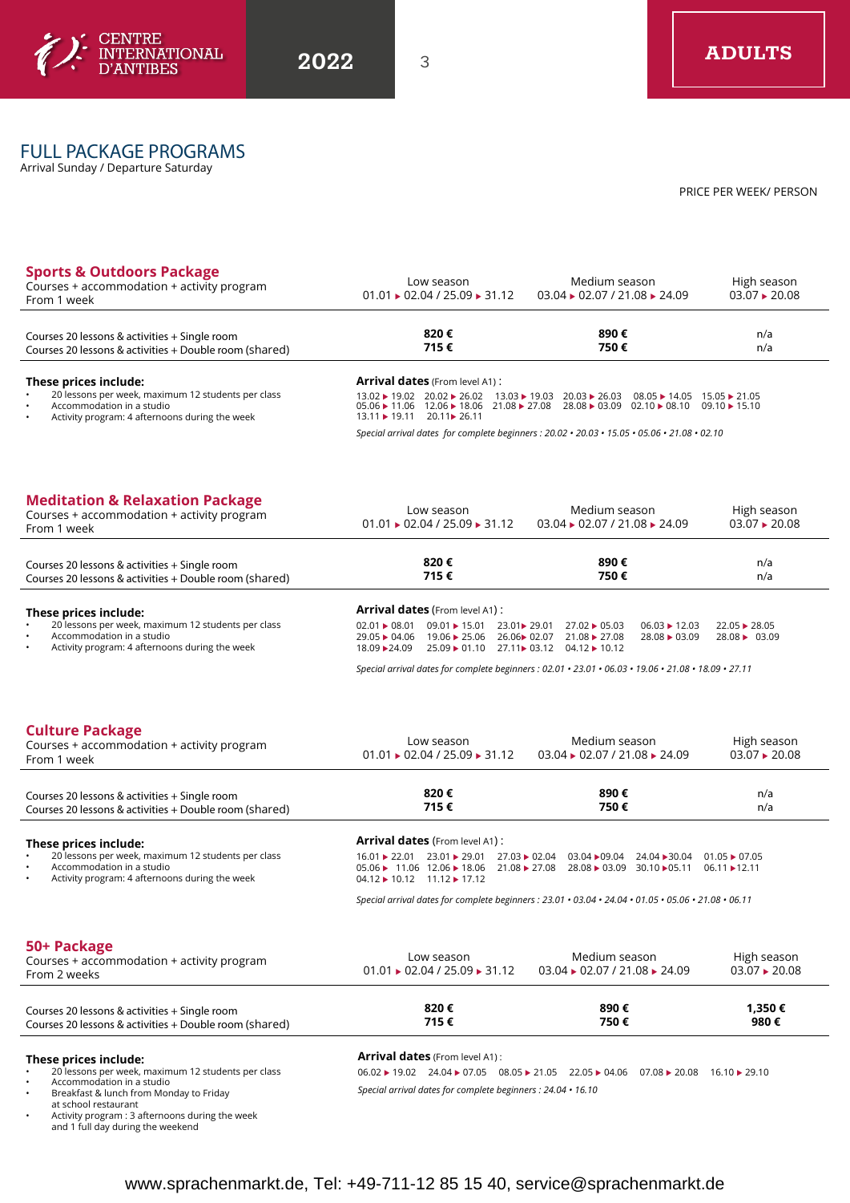CENTRE INTERNATIONAL D'ANTIBES

2022

ADULTS

# FULL PACKAGE PROGRAMS

Arrival Sunday / Departure Saturday

PRICE PER WEEK/ PERSON

## Sports & Outdoors Package

| Courses + accommodation + activity program<br>From 1 week | Low season<br>01.01 ▸ 02.04 / 25.09 ▸ 31.12 | Medium season<br>03.04 ▸ 02.07 / 21.08 ▸ 24.09 | High season<br>03.07 ▸ 20.08 |
|---|---|---|---|
| Courses 20 lessons & activities + Single room | **820 €** | **890 €** | n/a |
| Courses 20 lessons & activities + Double room (shared) | **715 €** | **750 €** | n/a |

**These prices include:**

- 20 lessons per week, maximum 12 students per class
- Accommodation in a studio
- Activity program: 4 afternoons during the week

**Arrival dates** (From level A1) :

13.02 ▸ 19.02 20.02 ▸ 26.02 13.03 ▸ 19.03 20.03 ▸ 26.03 08.05 ▸ 14.05 15.05 ▸ 21.05
05.06 ▸ 11.06 12.06 ▸ 18.06 21.08 ▸ 27.08 28.08 ▸ 03.09 02.10 ▸ 08.10 09.10 ▸ 15.10
13.11 ▸ 19.11 20.11▸ 26.11

*Special arrival dates for complete beginners : 20.02 • 20.03 • 15.05 • 05.06 • 21.08 • 02.10*

## Meditation & Relaxation Package

| Courses + accommodation + activity program<br>From 1 week | Low season<br>01.01 ▸ 02.04 / 25.09 ▸ 31.12 | Medium season<br>03.04 ▸ 02.07 / 21.08 ▸ 24.09 | High season<br>03.07 ▸ 20.08 |
|---|---|---|---|
| Courses 20 lessons & activities + Single room | **820 €** | **890 €** | n/a |
| Courses 20 lessons & activities + Double room (shared) | **715 €** | **750 €** | n/a |

**These prices include:**

- 20 lessons per week, maximum 12 students per class
- Accommodation in a studio
- Activity program: 4 afternoons during the week

**Arrival dates** (From level A1) :

02.01 ▸ 08.01 09.01 ▸ 15.01 23.01▸ 29.01 27.02 ▸ 05.03 06.03 ▸ 12.03 22.05 ▸ 28.05
29.05 ▸ 04.06 19.06 ▸ 25.06 26.06▸ 02.07 21.08 ▸ 27.08 28.08 ▸ 03.09 28.08 ▸ 03.09
18.09 ▸24.09 25.09 ▸ 01.10 27.11▸ 03.12 04.12 ▸ 10.12

*Special arrival dates for complete beginners : 02.01 • 23.01 • 06.03 • 19.06 • 21.08 • 18.09 • 27.11*

## Culture Package

| Courses + accommodation + activity program<br>From 1 week | Low season<br>01.01 ▸ 02.04 / 25.09 ▸ 31.12 | Medium season<br>03.04 ▸ 02.07 / 21.08 ▸ 24.09 | High season<br>03.07 ▸ 20.08 |
|---|---|---|---|
| Courses 20 lessons & activities + Single room | **820 €** | **890 €** | n/a |
| Courses 20 lessons & activities + Double room (shared) | **715 €** | **750 €** | n/a |

**These prices include:**

- 20 lessons per week, maximum 12 students per class
- Accommodation in a studio
- Activity program: 4 afternoons during the week

**Arrival dates** (From level A1) :

16.01 ▸ 22.01 23.01 ▸ 29.01 27.03 ▸ 02.04 03.04 ▸09.04 24.04 ▸30.04 01.05 ▸ 07.05
05.06 ▸ 11.06 12.06 ▸ 18.06 21.08 ▸ 27.08 28.08 ▸ 03.09 30.10 ▸05.11 06.11 ▸12.11
04.12 ▸ 10.12 11.12 ▸ 17.12

*Special arrival dates for complete beginners : 23.01 • 03.04 • 24.04 • 01.05 • 05.06 • 21.08 • 06.11*

## 50+ Package

| Courses + accommodation + activity program<br>From 2 weeks | Low season<br>01.01 ▸ 02.04 / 25.09 ▸ 31.12 | Medium season<br>03.04 ▸ 02.07 / 21.08 ▸ 24.09 | High season<br>03.07 ▸ 20.08 |
|---|---|---|---|
| Courses 20 lessons & activities + Single room | **820 €** | **890 €** | **1,350 €** |
| Courses 20 lessons & activities + Double room (shared) | **715 €** | **750 €** | **980 €** |

**These prices include:**

- 20 lessons per week, maximum 12 students per class
- Accommodation in a studio
- Breakfast & lunch from Monday to Friday at school restaurant
- Activity program : 3 afternoons during the week and 1 full day during the weekend

**Arrival dates** (From level A1) :

06.02 ▸ 19.02 24.04 ▸ 07.05 08.05 ▸ 21.05 22.05 ▸ 04.06 07.08 ▸ 20.08 16.10 ▸ 29.10

*Special arrival dates for complete beginners : 24.04 • 16.10*

www.sprachenmarkt.de, Tel: +49-711-12 85 15 40, service@sprachenmarkt.de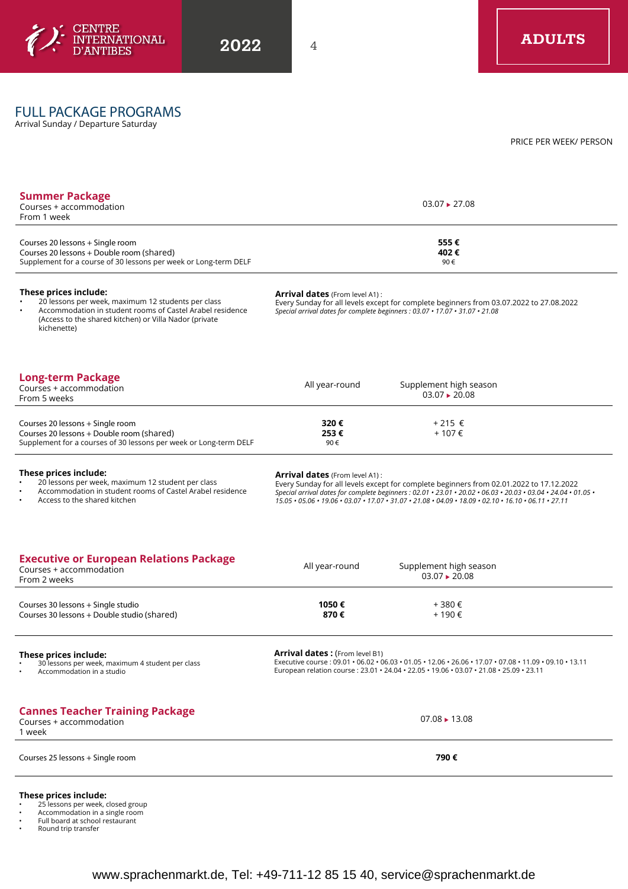# FULL PACKAGE PROGRAMS

Arrival Sunday / Departure Saturday

PRICE PER WEEK/ PERSON

## Summer Package

| Courses + accommodation<br>From 1 week | 03.07 ▸ 27.08 |
|---|---|
| Courses 20 lessons + Single room | **555 €** |
| Courses 20 lessons + Double room (shared) | **402 €** |
| Supplement for a course of 30 lessons per week or Long-term DELF | 90 € |

**These prices include:**

- 20 lessons per week, maximum 12 students per class
- Accommodation in student rooms of Castel Arabel residence (Access to the shared kitchen) or Villa Nador (private kichenette)

**Arrival dates** (From level A1) :
Every Sunday for all levels except for complete beginners from 03.07.2022 to 27.08.2022
*Special arrival dates for complete beginners : 03.07 • 17.07 • 31.07 • 21.08*

## Long-term Package

| Courses + accommodation<br>From 5 weeks | All year-round | Supplement high season<br>03.07 ▸ 20.08 |
|---|---|---|
| Courses 20 lessons + Single room | **320 €** | + 215 € |
| Courses 20 lessons + Double room (shared) | **253 €** | + 107 € |
| Supplement for a courses of 30 lessons per week or Long-term DELF | 90 € | |

**These prices include:**

- 20 lessons per week, maximum 12 student per class
- Accommodation in student rooms of Castel Arabel residence
- Access to the shared kitchen

**Arrival dates** (From level A1) :
Every Sunday for all levels except for complete beginners from 02.01.2022 to 17.12.2022
*Special arrival dates for complete beginners : 02.01 • 23.01 • 20.02 • 06.03 • 20.03 • 03.04 • 24.04 • 01.05 • 15.05 • 05.06 • 19.06 • 03.07 • 17.07 • 31.07 • 21.08 • 04.09 • 18.09 • 02.10 • 16.10 • 06.11 • 27.11*

## Executive or European Relations Package

| Courses + accommodation<br>From 2 weeks | All year-round | Supplement high season<br>03.07 ▸ 20.08 |
|---|---|---|
| Courses 30 lessons + Single studio | **1050 €** | + 380 € |
| Courses 30 lessons + Double studio (shared) | **870 €** | + 190 € |

**These prices include:**

- 30 lessons per week, maximum 4 student per class
- Accommodation in a studio

**Arrival dates :** (From level B1)
Executive course : 09.01 • 06.02 • 06.03 • 01.05 • 12.06 • 26.06 • 17.07 • 07.08 • 11.09 • 09.10 • 13.11
European relation course : 23.01 • 24.04 • 22.05 • 19.06 • 03.07 • 21.08 • 25.09 • 23.11

## Cannes Teacher Training Package

| Courses + accommodation<br>1 week | 07.08 ▸ 13.08 |
|---|---|
| Courses 25 lessons + Single room | **790 €** |

**These prices include:**

- 25 lessons per week, closed group
- Accommodation in a single room
- Full board at school restaurant
- Round trip transfer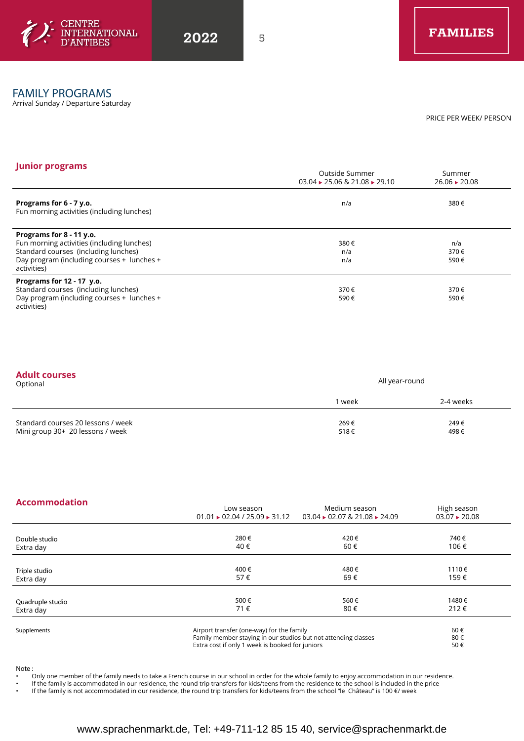# FAMILY PROGRAMS

Arrival Sunday / Departure Saturday

PRICE PER WEEK/ PERSON

## Junior programs

| | Outside Summer 03.04 ▸ 25.06 & 21.08 ▸ 29.10 | Summer 26.06 ▸ 20.08 |
|---|---|---|
| **Programs for 6 - 7 y.o.** | | |
| Fun morning activities (including lunches) | n/a | 380 € |
| **Programs for 8 - 11 y.o.** | | |
| Fun morning activities (including lunches) | 380 € | n/a |
| Standard courses (including lunches) | n/a | 370 € |
| Day program (including courses + lunches + activities) | n/a | 590 € |
| **Programs for 12 - 17 y.o.** | | |
| Standard courses (including lunches) | 370 € | 370 € |
| Day program (including courses + lunches + activities) | 590 € | 590 € |

## Adult courses

Optional

| | All year-round | |
|---|---|---|
| | 1 week | 2-4 weeks |
| Standard courses 20 lessons / week | 269 € | 249 € |
| Mini group 30+ 20 lessons / week | 518 € | 498 € |

## Accommodation

| | Low season 01.01 ▸ 02.04 / 25.09 ▸ 31.12 | Medium season 03.04 ▸ 02.07 & 21.08 ▸ 24.09 | High season 03.07 ▸ 20.08 |
|---|---|---|---|
| Double studio | 280 € | 420 € | 740 € |
| Extra day | 40 € | 60 € | 106 € |
| Triple studio | 400 € | 480 € | 1110 € |
| Extra day | 57 € | 69 € | 159 € |
| Quadruple studio | 500 € | 560 € | 1480 € |
| Extra day | 71 € | 80 € | 212 € |

| Supplements | | |
|---|---|---|
| | Airport transfer (one-way) for the family | 60 € |
| | Family member staying in our studios but not attending classes | 80 € |
| | Extra cost if only 1 week is booked for juniors | 50 € |

Note :

- Only one member of the family needs to take a French course in our school in order for the whole family to enjoy accommodation in our residence.
- If the family is accommodated in our residence, the round trip transfers for kids/teens from the residence to the school is included in the price
- If the family is not accommodated in our residence, the round trip transfers for kids/teens from the school "le Château" is 100 €/ week

www.sprachenmarkt.de, Tel: +49-711-12 85 15 40, service@sprachenmarkt.de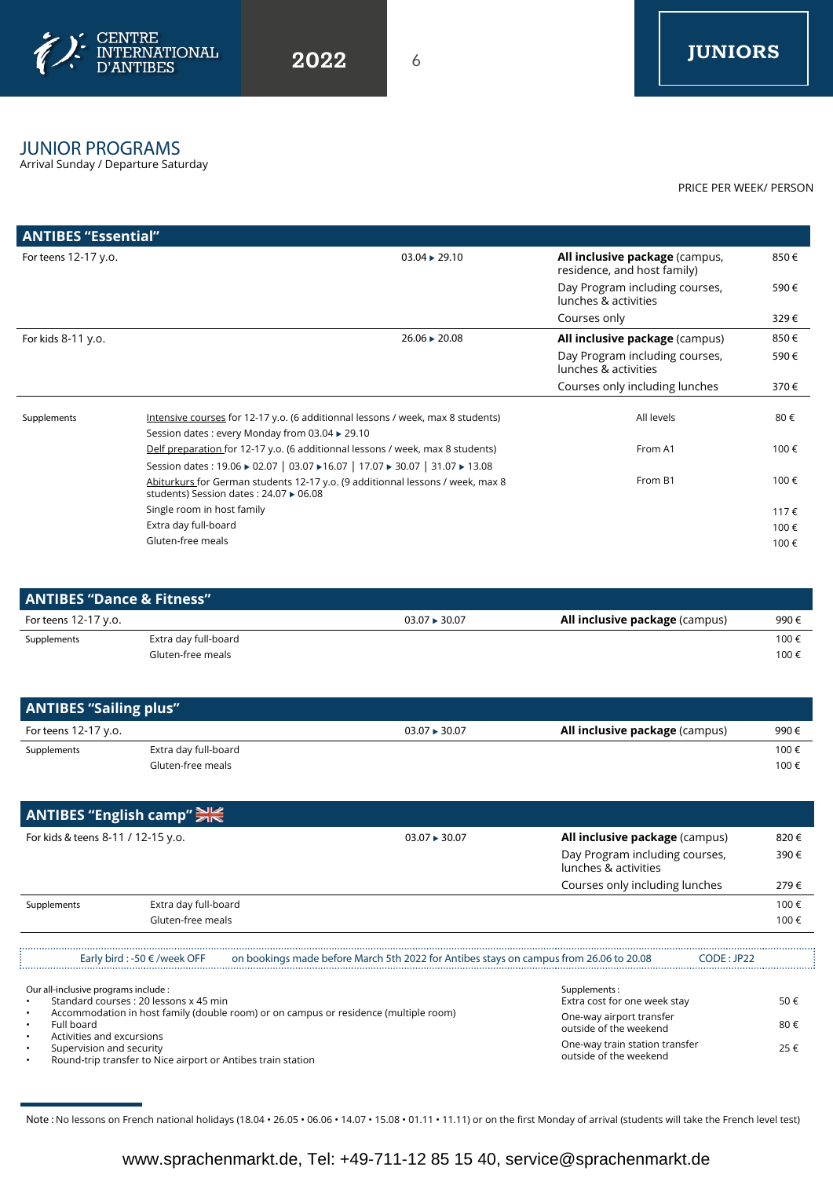## JUNIOR PROGRAMS

Arrival Sunday / Departure Saturday

PRICE PER WEEK/ PERSON

| ANTIBES "Essential" | | | | |
|---|---|---|---|---|
| For teens 12-17 y.o. | | 03.04 ▸ 29.10 | **All inclusive package** (campus, residence, and host family) | 850 € |
| | | | Day Program including courses, lunches & activities | 590 € |
| | | | Courses only | 329 € |
| For kids 8-11 y.o. | | 26.06 ▸ 20.08 | **All inclusive package** (campus) | 850 € |
| | | | Day Program including courses, lunches & activities | 590 € |
| | | | Courses only including lunches | 370 € |
| Supplements | Intensive courses for 12-17 y.o. (6 additionnal lessons / week, max 8 students) Session dates : every Monday from 03.04 ▸ 29.10 | | All levels | 80 € |
| | Delf preparation for 12-17 y.o. (6 additionnal lessons / week, max 8 students) Session dates : 19.06 ▸ 02.07 \| 03.07 ▸16.07 \| 17.07 ▸ 30.07 \| 31.07 ▸ 13.08 | | From A1 | 100 € |
| | Abiturkurs for German students 12-17 y.o. (9 additionnal lessons / week, max 8 students) Session dates : 24.07 ▸ 06.08 | | From B1 | 100 € |
| | Single room in host family | | | 117 € |
| | Extra day full-board | | | 100 € |
| | Gluten-free meals | | | 100 € |

| ANTIBES "Dance & Fitness" | | | | |
|---|---|---|---|---|
| For teens 12-17 y.o. | | 03.07 ▸ 30.07 | **All inclusive package** (campus) | 990 € |
| Supplements | Extra day full-board | | | 100 € |
| | Gluten-free meals | | | 100 € |

| ANTIBES "Sailing plus" | | | | |
|---|---|---|---|---|
| For teens 12-17 y.o. | | 03.07 ▸ 30.07 | **All inclusive package** (campus) | 990 € |
| Supplements | Extra day full-board | | | 100 € |
| | Gluten-free meals | | | 100 € |

| ANTIBES "English camp" | | | | |
|---|---|---|---|---|
| For kids & teens 8-11 / 12-15 y.o. | | 03.07 ▸ 30.07 | **All inclusive package** (campus) | 820 € |
| | | | Day Program including courses, lunches & activities | 390 € |
| | | | Courses only including lunches | 279 € |
| Supplements | Extra day full-board | | | 100 € |
| | Gluten-free meals | | | 100 € |

Early bird : -50 € /week OFF on bookings made before March 5th 2022 for Antibes stays on campus from 26.06 to 20.08 CODE : JP22

Our all-inclusive programs include :

- Standard courses : 20 lessons x 45 min
- Accommodation in host family (double room) or on campus or residence (multiple room)
- Full board
- Activities and excursions
- Supervision and security
- Round-trip transfer to Nice airport or Antibes train station

| Supplements : | |
|---|---|
| Extra cost for one week stay | 50 € |
| One-way airport transfer outside of the weekend | 80 € |
| One-way train station transfer outside of the weekend | 25 € |

Note : No lessons on French national holidays (18.04 • 26.05 • 06.06 • 14.07 • 15.08 • 01.11 • 11.11) or on the first Monday of arrival (students will take the French level test)

www.sprachenmarkt.de, Tel: +49-711-12 85 15 40, service@sprachenmarkt.de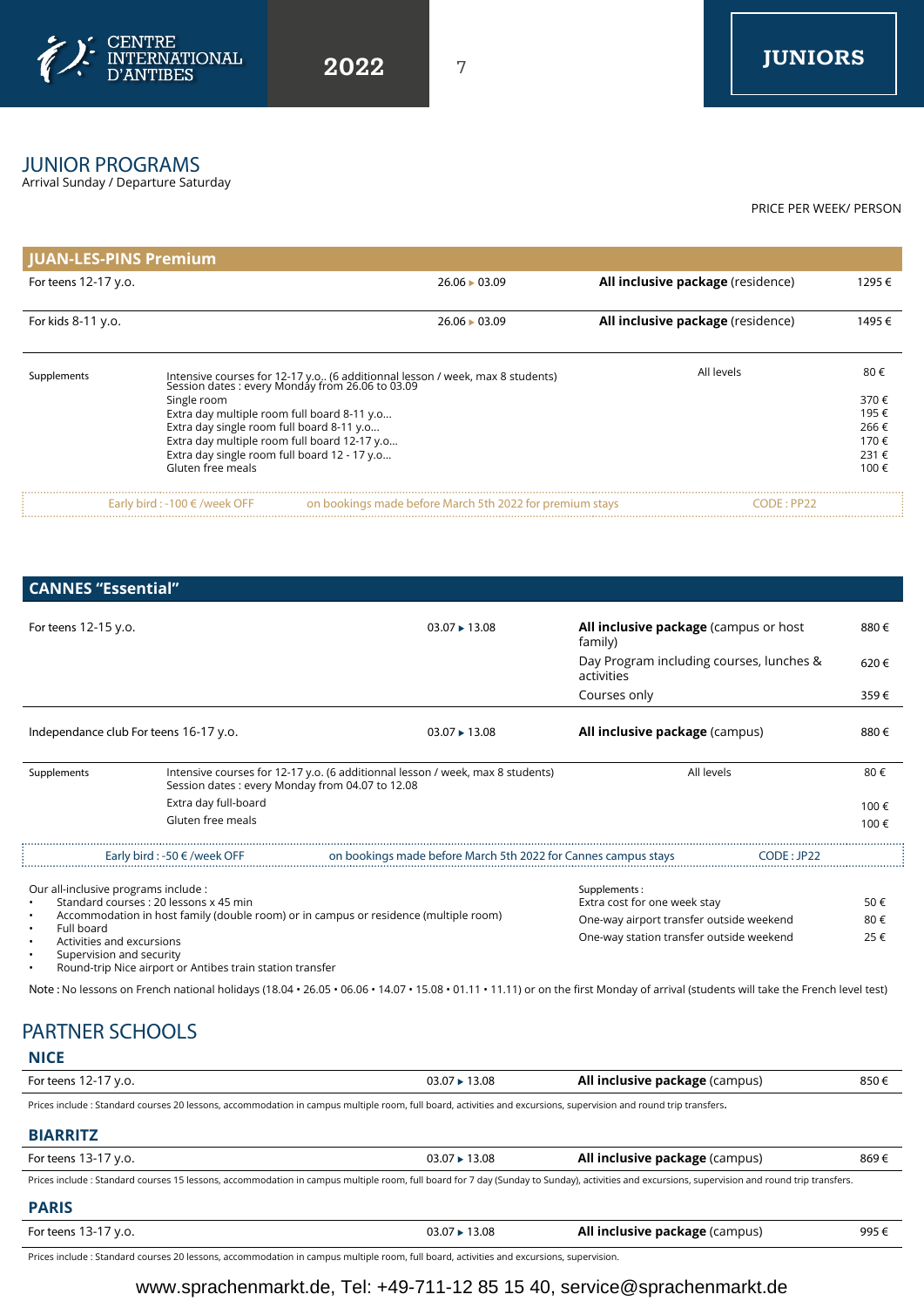# JUNIOR PROGRAMS

Arrival Sunday / Departure Saturday

PRICE PER WEEK/ PERSON

## JUAN-LES-PINS Premium

| | | | |
|---|---|---|---|
| For teens 12-17 y.o. | 26.06 ▸ 03.09 | **All inclusive package** (residence) | 1295 € |
| For kids 8-11 y.o. | 26.06 ▸ 03.09 | **All inclusive package** (residence) | 1495 € |

| Supplements | | | |
|---|---|---|---|
| | Intensive courses for 12-17 y.o.. (6 additionnal lesson / week, max 8 students) Session dates : every Monday from 26.06 to 03.09 | All levels | 80 € |
| | Single room | | 370 € |
| | Extra day multiple room full board 8-11 y.o... | | 195 € |
| | Extra day single room full board 8-11 y.o... | | 266 € |
| | Extra day multiple room full board 12-17 y.o... | | 170 € |
| | Extra day single room full board 12 - 17 y.o... | | 231 € |
| | Gluten free meals | | 100 € |

Early bird : -100 € /week OFF — on bookings made before March 5th 2022 for premium stays — CODE : PP22

## CANNES "Essential"

| | | | |
|---|---|---|---|
| For teens 12-15 y.o. | 03.07 ▸ 13.08 | **All inclusive package** (campus or host family) | 880 € |
| | | Day Program including courses, lunches & activities | 620 € |
| | | Courses only | 359 € |
| Independance club For teens 16-17 y.o. | 03.07 ▸ 13.08 | **All inclusive package** (campus) | 880 € |

| Supplements | | | |
|---|---|---|---|
| | Intensive courses for 12-17 y.o. (6 additionnal lesson / week, max 8 students) Session dates : every Monday from 04.07 to 12.08 | All levels | 80 € |
| | Extra day full-board | | 100 € |
| | Gluten free meals | | 100 € |

Early bird : -50 € /week OFF — on bookings made before March 5th 2022 for Cannes campus stays — CODE : JP22

Our all-inclusive programs include :

- Standard courses : 20 lessons x 45 min
- Accommodation in host family (double room) or in campus or residence (multiple room)
- Full board
- Activities and excursions
- Supervision and security
- Round-trip Nice airport or Antibes train station transfer

| Supplements : | |
|---|---|
| Extra cost for one week stay | 50 € |
| One-way airport transfer outside weekend | 80 € |
| One-way station transfer outside weekend | 25 € |

Note : No lessons on French national holidays (18.04 • 26.05 • 06.06 • 14.07 • 15.08 • 01.11 • 11.11) or on the first Monday of arrival (students will take the French level test)

# PARTNER SCHOOLS

## NICE

| | | | |
|---|---|---|---|
| For teens 12-17 y.o. | 03.07 ▸ 13.08 | **All inclusive package** (campus) | 850 € |

Prices include : Standard courses 20 lessons, accommodation in campus multiple room, full board, activities and excursions, supervision and round trip transfers.

## BIARRITZ

| | | | |
|---|---|---|---|
| For teens 13-17 y.o. | 03.07 ▸ 13.08 | **All inclusive package** (campus) | 869 € |

Prices include : Standard courses 15 lessons, accommodation in campus multiple room, full board for 7 day (Sunday to Sunday), activities and excursions, supervision and round trip transfers.

## PARIS

| | | | |
|---|---|---|---|
| For teens 13-17 y.o. | 03.07 ▸ 13.08 | **All inclusive package** (campus) | 995 € |

Prices include : Standard courses 20 lessons, accommodation in campus multiple room, full board, activities and excursions, supervision.

www.sprachenmarkt.de, Tel: +49-711-12 85 15 40, service@sprachenmarkt.de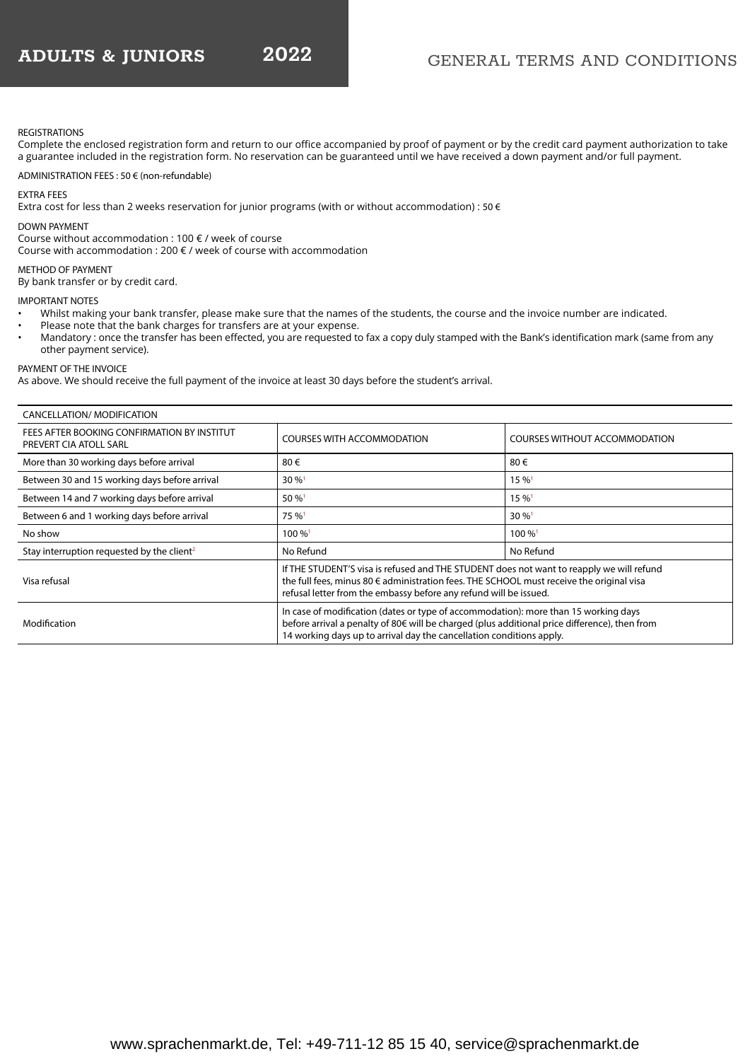# ADULTS & JUNIORS 2022

## GENERAL TERMS AND CONDITIONS

REGISTRATIONS
Complete the enclosed registration form and return to our office accompanied by proof of payment or by the credit card payment authorization to take a guarantee included in the registration form. No reservation can be guaranteed until we have received a down payment and/or full payment.

ADMINISTRATION FEES : 50 € (non-refundable)

EXTRA FEES
Extra cost for less than 2 weeks reservation for junior programs (with or without accommodation) : 50 €

DOWN PAYMENT
Course without accommodation : 100 € / week of course
Course with accommodation : 200 € / week of course with accommodation

METHOD OF PAYMENT
By bank transfer or by credit card.

IMPORTANT NOTES
- Whilst making your bank transfer, please make sure that the names of the students, the course and the invoice number are indicated.
- Please note that the bank charges for transfers are at your expense.
- Mandatory : once the transfer has been effected, you are requested to fax a copy duly stamped with the Bank's identification mark (same from any other payment service).

PAYMENT OF THE INVOICE
As above. We should receive the full payment of the invoice at least 30 days before the student's arrival.

| CANCELLATION/ MODIFICATION | | |
|---|---|---|
| FEES AFTER BOOKING CONFIRMATION BY INSTITUT PREVERT CIA ATOLL SARL | COURSES WITH ACCOMMODATION | COURSES WITHOUT ACCOMMODATION |
| More than 30 working days before arrival | 80 € | 80 € |
| Between 30 and 15 working days before arrival | 30 %[1] | 15 %[1] |
| Between 14 and 7 working days before arrival | 50 %[1] | 15 %[1] |
| Between 6 and 1 working days before arrival | 75 %[1] | 30 %[1] |
| No show | 100 %[1] | 100 %[1] |
| Stay interruption requested by the client[2] | No Refund | No Refund |
| Visa refusal | If THE STUDENT'S visa is refused and THE STUDENT does not want to reapply we will refund the full fees, minus 80 € administration fees. THE SCHOOL must receive the original visa refusal letter from the embassy before any refund will be issued. | |
| Modification | In case of modification (dates or type of accommodation): more than 15 working days before arrival a penalty of 80€ will be charged (plus additional price difference), then from 14 working days up to arrival day the cancellation conditions apply. | |

www.sprachenmarkt.de, Tel: +49-711-12 85 15 40, service@sprachenmarkt.de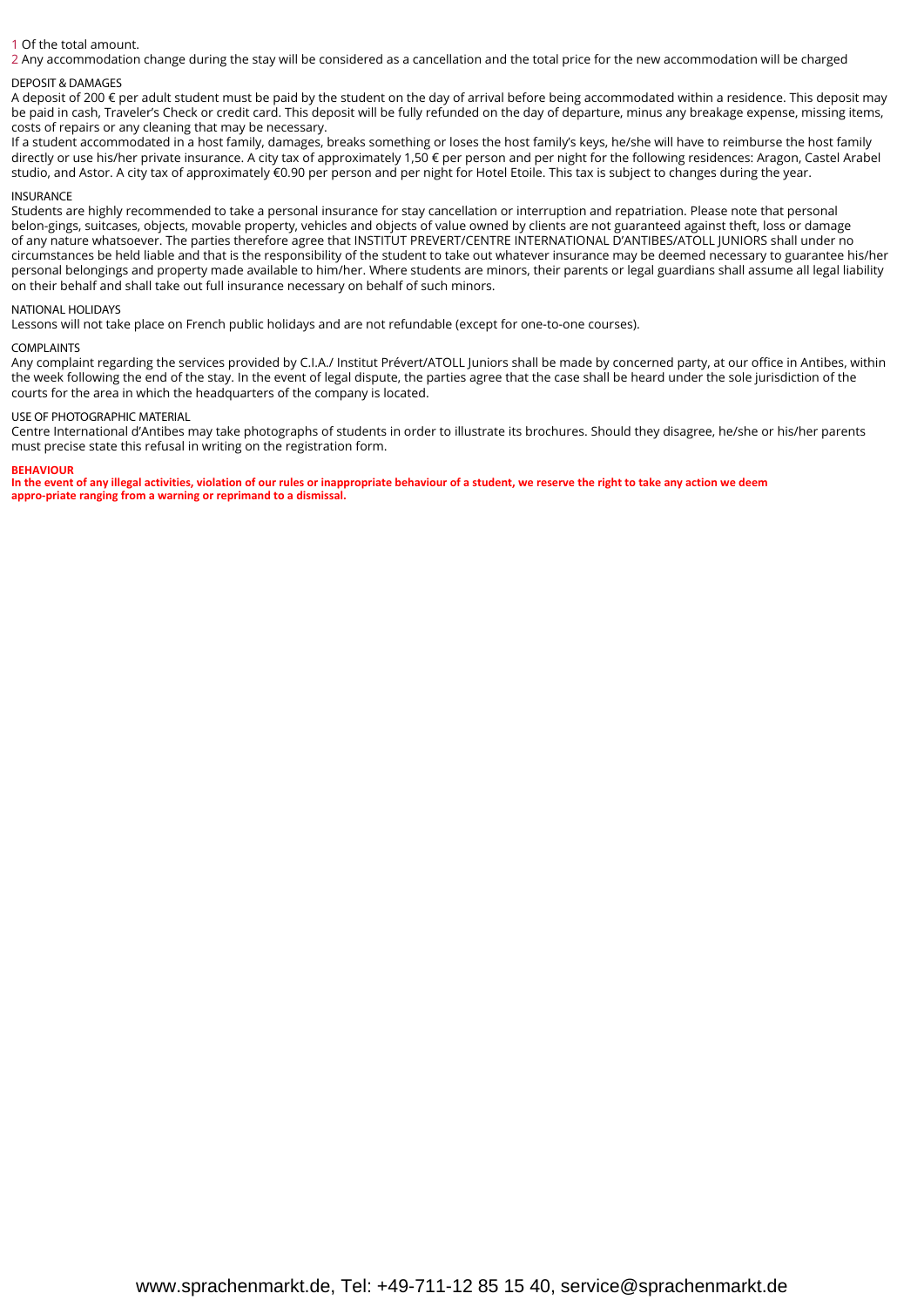1 Of the total amount.

2 Any accommodation change during the stay will be considered as a cancellation and the total price for the new accommodation will be charged

DEPOSIT & DAMAGES

A deposit of 200 € per adult student must be paid by the student on the day of arrival before being accommodated within a residence. This deposit may be paid in cash, Traveler's Check or credit card. This deposit will be fully refunded on the day of departure, minus any breakage expense, missing items, costs of repairs or any cleaning that may be necessary.

If a student accommodated in a host family, damages, breaks something or loses the host family's keys, he/she will have to reimburse the host family directly or use his/her private insurance. A city tax of approximately 1,50 € per person and per night for the following residences: Aragon, Castel Arabel studio, and Astor. A city tax of approximately €0.90 per person and per night for Hotel Etoile. This tax is subject to changes during the year.

INSURANCE

Students are highly recommended to take a personal insurance for stay cancellation or interruption and repatriation. Please note that personal belon-gings, suitcases, objects, movable property, vehicles and objects of value owned by clients are not guaranteed against theft, loss or damage of any nature whatsoever. The parties therefore agree that INSTITUT PREVERT/CENTRE INTERNATIONAL D'ANTIBES/ATOLL JUNIORS shall under no circumstances be held liable and that is the responsibility of the student to take out whatever insurance may be deemed necessary to guarantee his/her personal belongings and property made available to him/her. Where students are minors, their parents or legal guardians shall assume all legal liability on their behalf and shall take out full insurance necessary on behalf of such minors.

NATIONAL HOLIDAYS

Lessons will not take place on French public holidays and are not refundable (except for one-to-one courses).

COMPLAINTS

Any complaint regarding the services provided by C.I.A./ Institut Prévert/ATOLL Juniors shall be made by concerned party, at our office in Antibes, within the week following the end of the stay. In the event of legal dispute, the parties agree that the case shall be heard under the sole jurisdiction of the courts for the area in which the headquarters of the company is located.

USE OF PHOTOGRAPHIC MATERIAL

Centre International d'Antibes may take photographs of students in order to illustrate its brochures. Should they disagree, he/she or his/her parents must precise state this refusal in writing on the registration form.

**BEHAVIOUR**

**In the event of any illegal activities, violation of our rules or inappropriate behaviour of a student, we reserve the right to take any action we deem appro-priate ranging from a warning or reprimand to a dismissal.**

www.sprachenmarkt.de, Tel: +49-711-12 85 15 40, service@sprachenmarkt.de